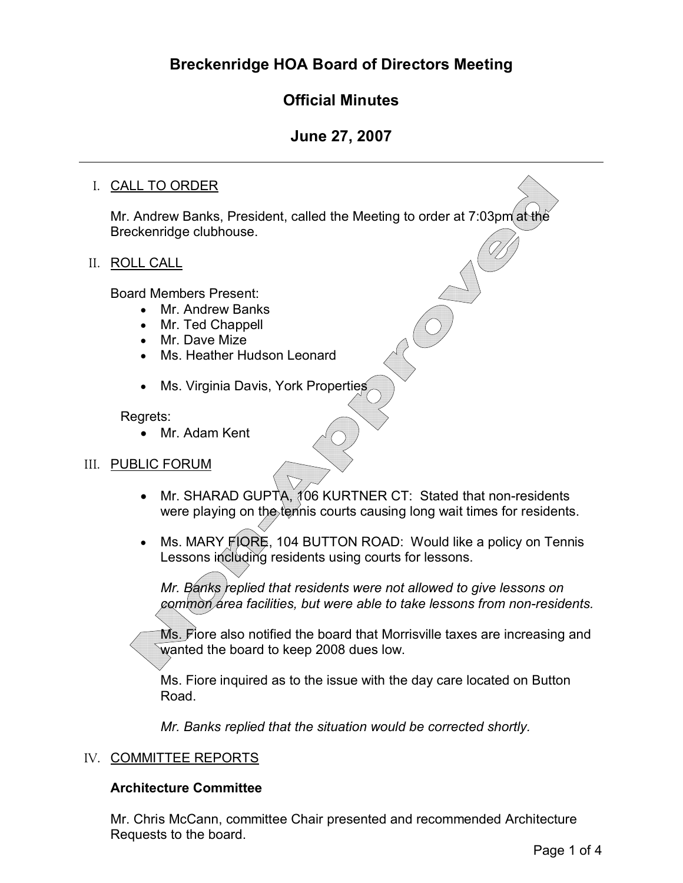# Breckenridge HOA Board of Directors Meeting

## Official Minutes

## June 27, 2007

I. CALL TO ORDER

Mr. Andrew Banks, President, called the Meeting to order at 7:03pm at the Breckenridge clubhouse.

II. ROLL CALL

Board Members Present:

- Mr. Andrew Banks
- Mr. Ted Chappell
- Mr. Dave Mize
- Ms. Heather Hudson Leonard

- Ms. Virginia Davis, York Properties

Regrets:

- Mr. Adam Kent

III. PUBLIC FORUM

- Mr. SHARAD GUPTA, 106 KURTNER CT: Stated that non-residents were playing on the tennis courts causing long wait times for residents.

- Ms. MARY FIORE, 104 BUTTON ROAD: Would like a policy on Tennis Lessons including residents using courts for lessons.

  *Mr. Banks replied that residents were not allowed to give lessons on common area facilities, but were able to take lessons from non-residents.*

  Ms. Fiore also notified the board that Morrisville taxes are increasing and wanted the board to keep 2008 dues low.

  Ms. Fiore inquired as to the issue with the day care located on Button Road.

  *Mr. Banks replied that the situation would be corrected shortly.*

IV. COMMITTEE REPORTS

**Architecture Committee**

Mr. Chris McCann, committee Chair presented and recommended Architecture Requests to the board.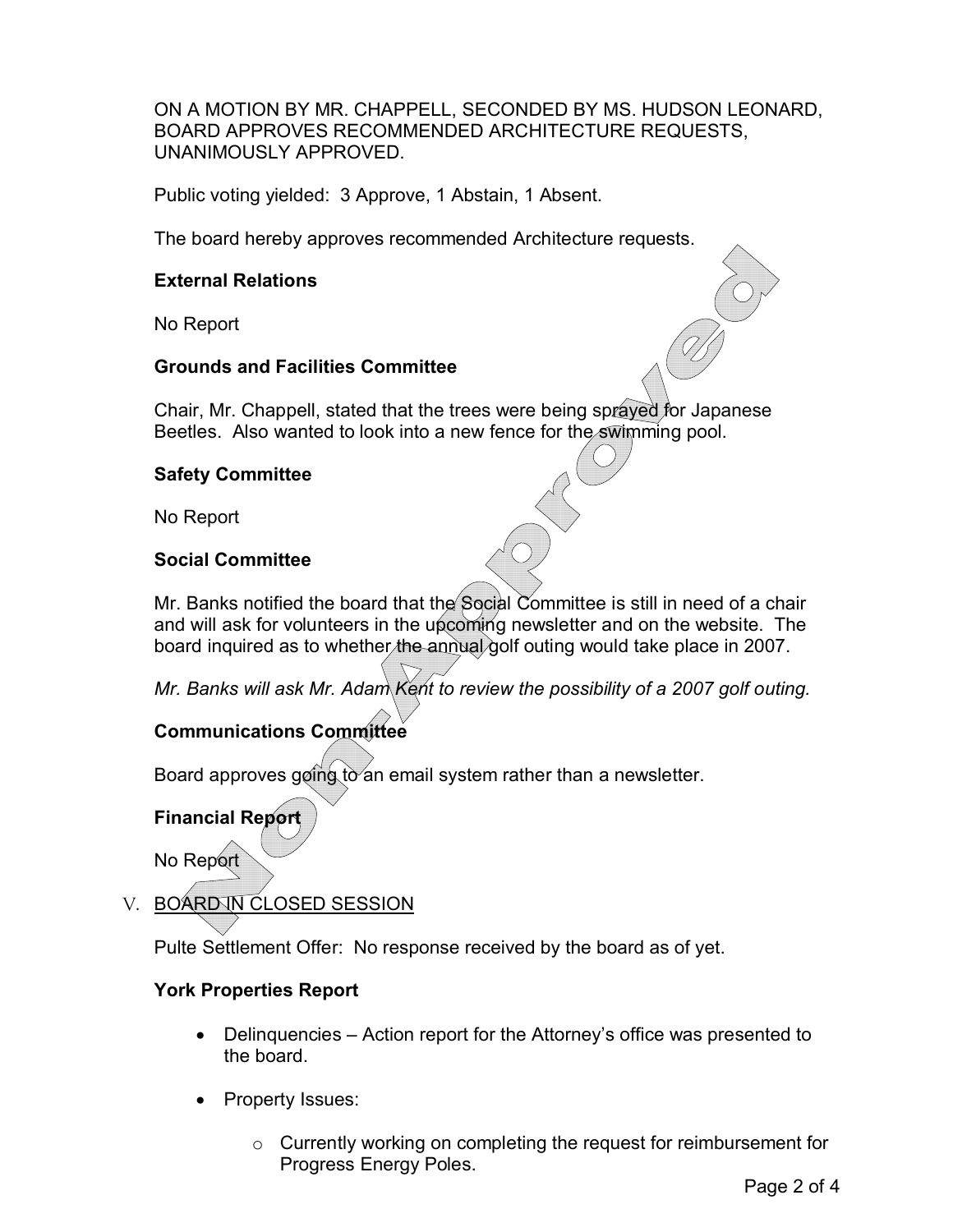ON A MOTION BY MR. CHAPPELL, SECONDED BY MS. HUDSON LEONARD, BOARD APPROVES RECOMMENDED ARCHITECTURE REQUESTS, UNANIMOUSLY APPROVED.

Public voting yielded: 3 Approve, 1 Abstain, 1 Absent.

The board hereby approves recommended Architecture requests.

**External Relations**

No Report

**Grounds and Facilities Committee**

Chair, Mr. Chappell, stated that the trees were being sprayed for Japanese Beetles. Also wanted to look into a new fence for the swimming pool.

**Safety Committee**

No Report

**Social Committee**

Mr. Banks notified the board that the Social Committee is still in need of a chair and will ask for volunteers in the upcoming newsletter and on the website. The board inquired as to whether the annual golf outing would take place in 2007.

*Mr. Banks will ask Mr. Adam Kent to review the possibility of a 2007 golf outing.*

**Communications Committee**

Board approves going to an email system rather than a newsletter.

**Financial Report**

No Report

V. <u>BOARD IN CLOSED SESSION</u>

Pulte Settlement Offer: No response received by the board as of yet.

**York Properties Report**

- Delinquencies – Action report for the Attorney's office was presented to the board.
- Property Issues:
  - Currently working on completing the request for reimbursement for Progress Energy Poles.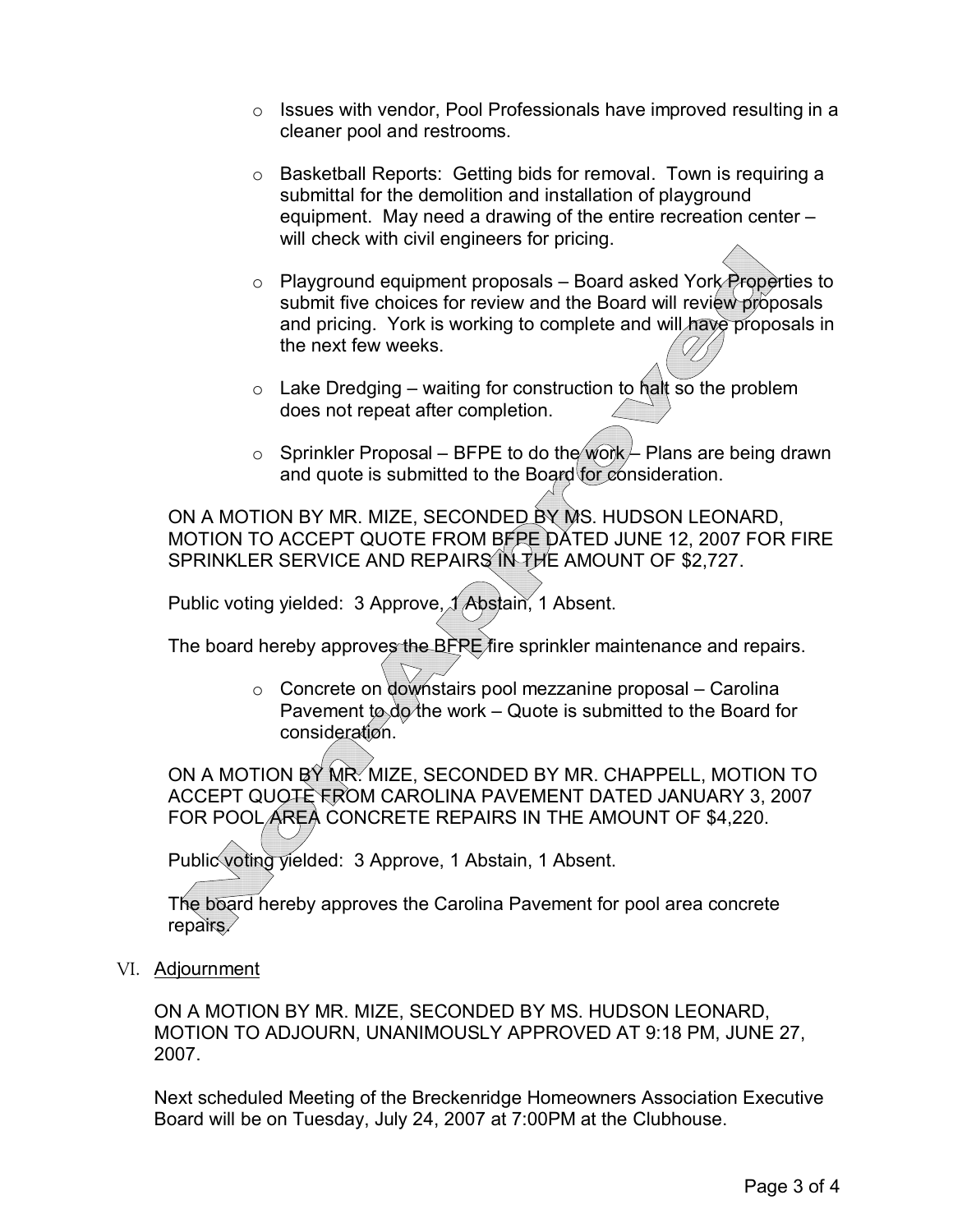- Issues with vendor, Pool Professionals have improved resulting in a cleaner pool and restrooms.

- Basketball Reports: Getting bids for removal. Town is requiring a submittal for the demolition and installation of playground equipment. May need a drawing of the entire recreation center – will check with civil engineers for pricing.

- Playground equipment proposals – Board asked York Properties to submit five choices for review and the Board will review proposals and pricing. York is working to complete and will have proposals in the next few weeks.

- Lake Dredging – waiting for construction to halt so the problem does not repeat after completion.

- Sprinkler Proposal – BFPE to do the work – Plans are being drawn and quote is submitted to the Board for consideration.

ON A MOTION BY MR. MIZE, SECONDED BY MS. HUDSON LEONARD, MOTION TO ACCEPT QUOTE FROM BFPE DATED JUNE 12, 2007 FOR FIRE SPRINKLER SERVICE AND REPAIRS IN THE AMOUNT OF $2,727.

Public voting yielded: 3 Approve, 1 Abstain, 1 Absent.

The board hereby approves the BFPE fire sprinkler maintenance and repairs.

- Concrete on downstairs pool mezzanine proposal – Carolina Pavement to do the work – Quote is submitted to the Board for consideration.

ON A MOTION BY MR. MIZE, SECONDED BY MR. CHAPPELL, MOTION TO ACCEPT QUOTE FROM CAROLINA PAVEMENT DATED JANUARY 3, 2007 FOR POOL AREA CONCRETE REPAIRS IN THE AMOUNT OF $4,220.

Public voting yielded: 3 Approve, 1 Abstain, 1 Absent.

The board hereby approves the Carolina Pavement for pool area concrete repairs.

VI. Adjournment

ON A MOTION BY MR. MIZE, SECONDED BY MS. HUDSON LEONARD, MOTION TO ADJOURN, UNANIMOUSLY APPROVED AT 9:18 PM, JUNE 27, 2007.

Next scheduled Meeting of the Breckenridge Homeowners Association Executive Board will be on Tuesday, July 24, 2007 at 7:00PM at the Clubhouse.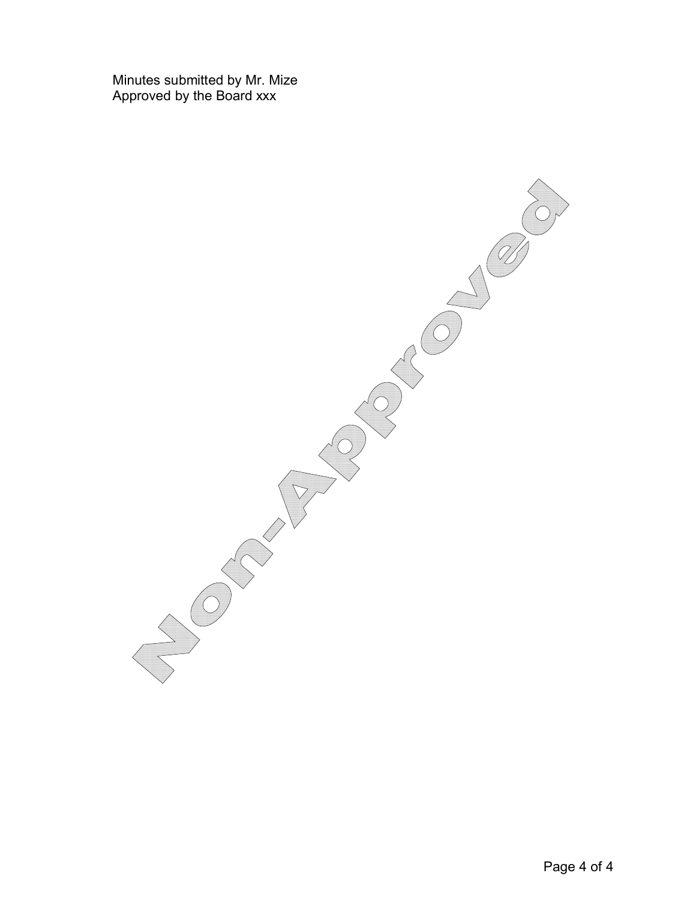Minutes submitted by Mr. Mize
Approved by the Board xxx

Non-Approved